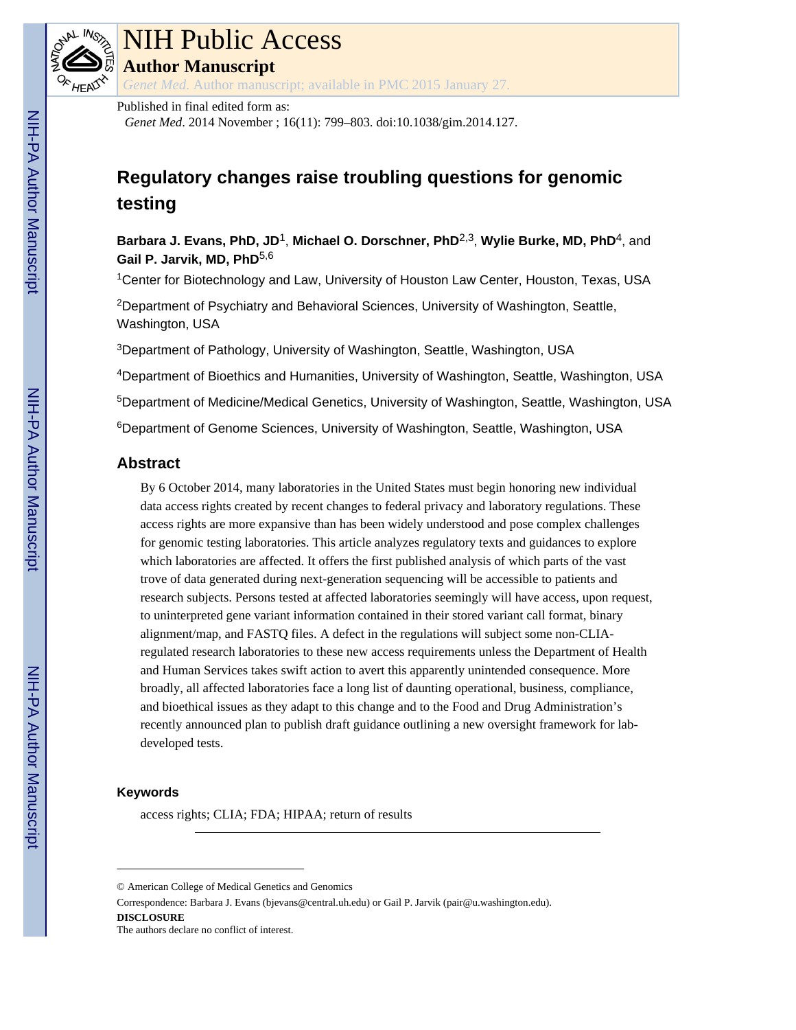# NIH Public Access

**Author Manuscript**

*Genet Med*. Author manuscript; available in PMC 2015 January 27.

Published in final edited form as:

*Genet Med*. 2014 November ; 16(11): 799–803. doi:10.1038/gim.2014.127.

# Regulatory changes raise troubling questions for genomic testing

**Barbara J. Evans, PhD, JD**[1], **Michael O. Dorschner, PhD**[2,3], **Wylie Burke, MD, PhD**[4], and **Gail P. Jarvik, MD, PhD**[5,6]

[1]Center for Biotechnology and Law, University of Houston Law Center, Houston, Texas, USA

[2]Department of Psychiatry and Behavioral Sciences, University of Washington, Seattle, Washington, USA

[3]Department of Pathology, University of Washington, Seattle, Washington, USA

[4]Department of Bioethics and Humanities, University of Washington, Seattle, Washington, USA

[5]Department of Medicine/Medical Genetics, University of Washington, Seattle, Washington, USA

[6]Department of Genome Sciences, University of Washington, Seattle, Washington, USA

## Abstract

By 6 October 2014, many laboratories in the United States must begin honoring new individual data access rights created by recent changes to federal privacy and laboratory regulations. These access rights are more expansive than has been widely understood and pose complex challenges for genomic testing laboratories. This article analyzes regulatory texts and guidances to explore which laboratories are affected. It offers the first published analysis of which parts of the vast trove of data generated during next-generation sequencing will be accessible to patients and research subjects. Persons tested at affected laboratories seemingly will have access, upon request, to uninterpreted gene variant information contained in their stored variant call format, binary alignment/map, and FASTQ files. A defect in the regulations will subject some non-CLIA-regulated research laboratories to these new access requirements unless the Department of Health and Human Services takes swift action to avert this apparently unintended consequence. More broadly, all affected laboratories face a long list of daunting operational, business, compliance, and bioethical issues as they adapt to this change and to the Food and Drug Administration's recently announced plan to publish draft guidance outlining a new oversight framework for lab-developed tests.

### Keywords

access rights; CLIA; FDA; HIPAA; return of results

---

© American College of Medical Genetics and Genomics

Correspondence: Barbara J. Evans (bjevans@central.uh.edu) or Gail P. Jarvik (pair@u.washington.edu).

**DISCLOSURE**

The authors declare no conflict of interest.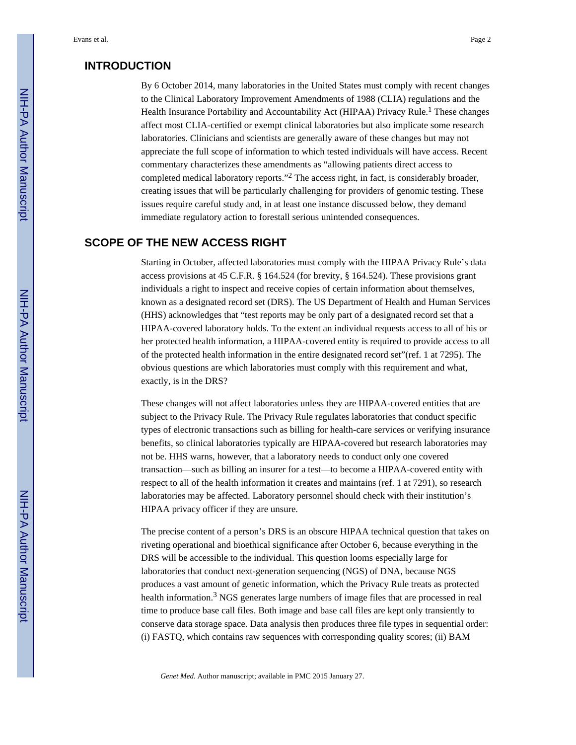## INTRODUCTION

By 6 October 2014, many laboratories in the United States must comply with recent changes to the Clinical Laboratory Improvement Amendments of 1988 (CLIA) regulations and the Health Insurance Portability and Accountability Act (HIPAA) Privacy Rule.[1] These changes affect most CLIA-certified or exempt clinical laboratories but also implicate some research laboratories. Clinicians and scientists are generally aware of these changes but may not appreciate the full scope of information to which tested individuals will have access. Recent commentary characterizes these amendments as "allowing patients direct access to completed medical laboratory reports."[2] The access right, in fact, is considerably broader, creating issues that will be particularly challenging for providers of genomic testing. These issues require careful study and, in at least one instance discussed below, they demand immediate regulatory action to forestall serious unintended consequences.

## SCOPE OF THE NEW ACCESS RIGHT

Starting in October, affected laboratories must comply with the HIPAA Privacy Rule's data access provisions at 45 C.F.R. § 164.524 (for brevity, § 164.524). These provisions grant individuals a right to inspect and receive copies of certain information about themselves, known as a designated record set (DRS). The US Department of Health and Human Services (HHS) acknowledges that "test reports may be only part of a designated record set that a HIPAA-covered laboratory holds. To the extent an individual requests access to all of his or her protected health information, a HIPAA-covered entity is required to provide access to all of the protected health information in the entire designated record set"(ref. 1 at 7295). The obvious questions are which laboratories must comply with this requirement and what, exactly, is in the DRS?

These changes will not affect laboratories unless they are HIPAA-covered entities that are subject to the Privacy Rule. The Privacy Rule regulates laboratories that conduct specific types of electronic transactions such as billing for health-care services or verifying insurance benefits, so clinical laboratories typically are HIPAA-covered but research laboratories may not be. HHS warns, however, that a laboratory needs to conduct only one covered transaction—such as billing an insurer for a test—to become a HIPAA-covered entity with respect to all of the health information it creates and maintains (ref. 1 at 7291), so research laboratories may be affected. Laboratory personnel should check with their institution's HIPAA privacy officer if they are unsure.

The precise content of a person's DRS is an obscure HIPAA technical question that takes on riveting operational and bioethical significance after October 6, because everything in the DRS will be accessible to the individual. This question looms especially large for laboratories that conduct next-generation sequencing (NGS) of DNA, because NGS produces a vast amount of genetic information, which the Privacy Rule treats as protected health information.[3] NGS generates large numbers of image files that are processed in real time to produce base call files. Both image and base call files are kept only transiently to conserve data storage space. Data analysis then produces three file types in sequential order: (i) FASTQ, which contains raw sequences with corresponding quality scores; (ii) BAM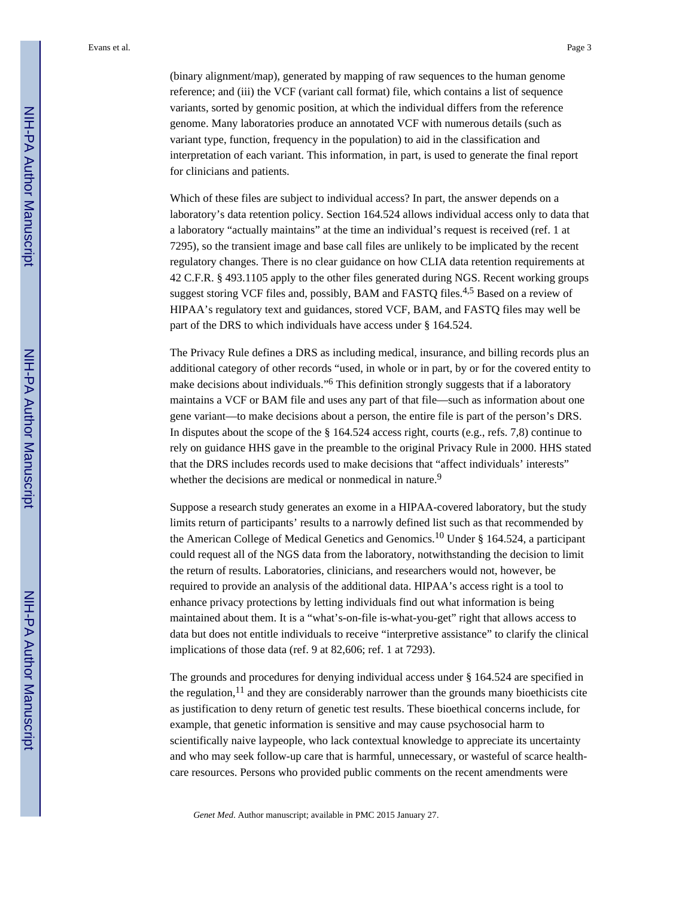(binary alignment/map), generated by mapping of raw sequences to the human genome reference; and (iii) the VCF (variant call format) file, which contains a list of sequence variants, sorted by genomic position, at which the individual differs from the reference genome. Many laboratories produce an annotated VCF with numerous details (such as variant type, function, frequency in the population) to aid in the classification and interpretation of each variant. This information, in part, is used to generate the final report for clinicians and patients.

Which of these files are subject to individual access? In part, the answer depends on a laboratory's data retention policy. Section 164.524 allows individual access only to data that a laboratory "actually maintains" at the time an individual's request is received (ref. 1 at 7295), so the transient image and base call files are unlikely to be implicated by the recent regulatory changes. There is no clear guidance on how CLIA data retention requirements at 42 C.F.R. § 493.1105 apply to the other files generated during NGS. Recent working groups suggest storing VCF files and, possibly, BAM and FASTQ files.[4,5] Based on a review of HIPAA's regulatory text and guidances, stored VCF, BAM, and FASTQ files may well be part of the DRS to which individuals have access under § 164.524.

The Privacy Rule defines a DRS as including medical, insurance, and billing records plus an additional category of other records "used, in whole or in part, by or for the covered entity to make decisions about individuals."[6] This definition strongly suggests that if a laboratory maintains a VCF or BAM file and uses any part of that file—such as information about one gene variant—to make decisions about a person, the entire file is part of the person's DRS. In disputes about the scope of the § 164.524 access right, courts (e.g., refs. 7,8) continue to rely on guidance HHS gave in the preamble to the original Privacy Rule in 2000. HHS stated that the DRS includes records used to make decisions that "affect individuals' interests" whether the decisions are medical or nonmedical in nature.[9]

Suppose a research study generates an exome in a HIPAA-covered laboratory, but the study limits return of participants' results to a narrowly defined list such as that recommended by the American College of Medical Genetics and Genomics.[10] Under § 164.524, a participant could request all of the NGS data from the laboratory, notwithstanding the decision to limit the return of results. Laboratories, clinicians, and researchers would not, however, be required to provide an analysis of the additional data. HIPAA's access right is a tool to enhance privacy protections by letting individuals find out what information is being maintained about them. It is a "what's-on-file is-what-you-get" right that allows access to data but does not entitle individuals to receive "interpretive assistance" to clarify the clinical implications of those data (ref. 9 at 82,606; ref. 1 at 7293).

The grounds and procedures for denying individual access under § 164.524 are specified in the regulation,[11] and they are considerably narrower than the grounds many bioethicists cite as justification to deny return of genetic test results. These bioethical concerns include, for example, that genetic information is sensitive and may cause psychosocial harm to scientifically naive laypeople, who lack contextual knowledge to appreciate its uncertainty and who may seek follow-up care that is harmful, unnecessary, or wasteful of scarce health-care resources. Persons who provided public comments on the recent amendments were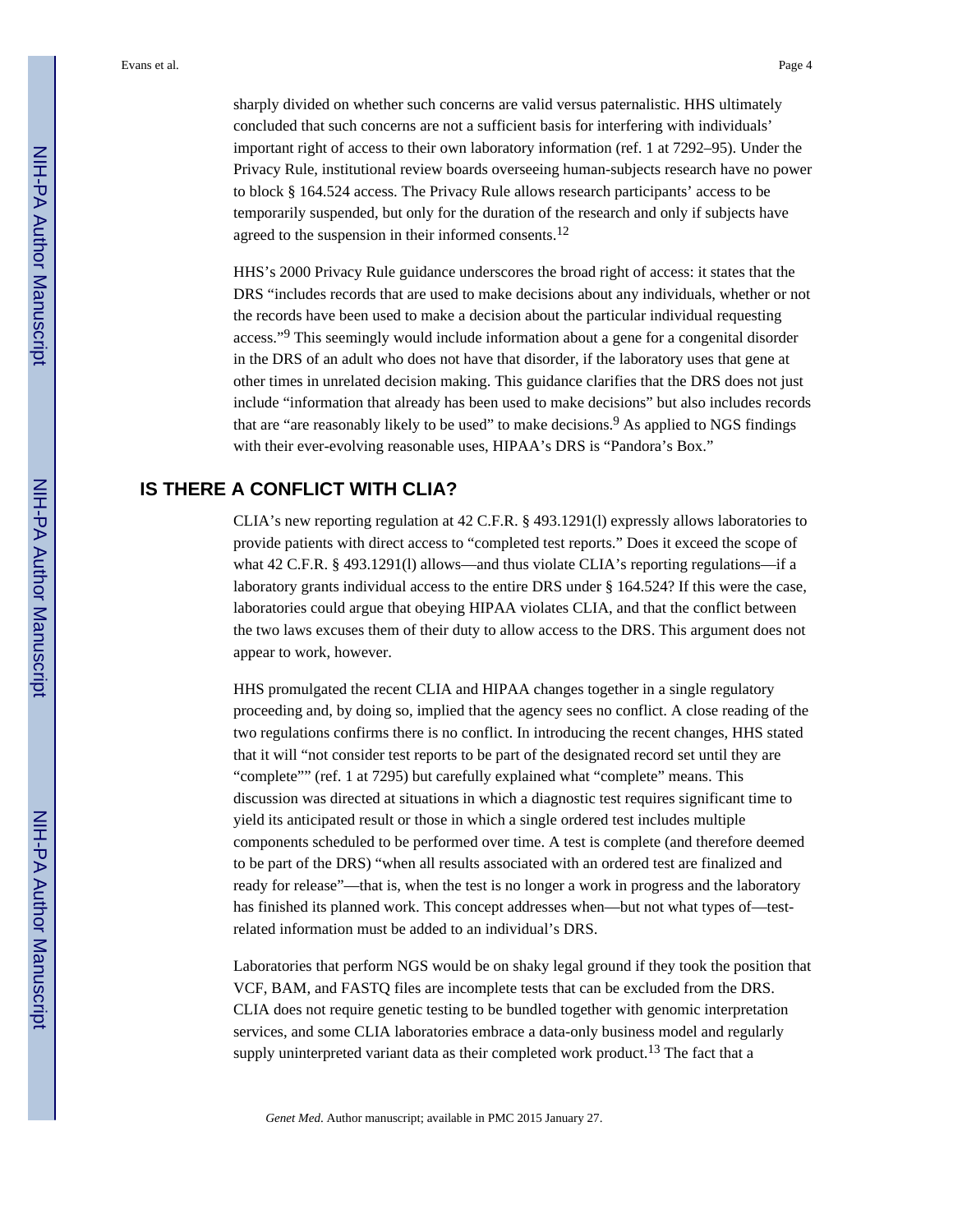sharply divided on whether such concerns are valid versus paternalistic. HHS ultimately concluded that such concerns are not a sufficient basis for interfering with individuals' important right of access to their own laboratory information (ref. 1 at 7292–95). Under the Privacy Rule, institutional review boards overseeing human-subjects research have no power to block § 164.524 access. The Privacy Rule allows research participants' access to be temporarily suspended, but only for the duration of the research and only if subjects have agreed to the suspension in their informed consents.[12]

HHS's 2000 Privacy Rule guidance underscores the broad right of access: it states that the DRS "includes records that are used to make decisions about any individuals, whether or not the records have been used to make a decision about the particular individual requesting access."[9] This seemingly would include information about a gene for a congenital disorder in the DRS of an adult who does not have that disorder, if the laboratory uses that gene at other times in unrelated decision making. This guidance clarifies that the DRS does not just include "information that already has been used to make decisions" but also includes records that are "are reasonably likely to be used" to make decisions.[9] As applied to NGS findings with their ever-evolving reasonable uses, HIPAA's DRS is "Pandora's Box."

## IS THERE A CONFLICT WITH CLIA?

CLIA's new reporting regulation at 42 C.F.R. § 493.1291(l) expressly allows laboratories to provide patients with direct access to "completed test reports." Does it exceed the scope of what 42 C.F.R. § 493.1291(l) allows—and thus violate CLIA's reporting regulations—if a laboratory grants individual access to the entire DRS under § 164.524? If this were the case, laboratories could argue that obeying HIPAA violates CLIA, and that the conflict between the two laws excuses them of their duty to allow access to the DRS. This argument does not appear to work, however.

HHS promulgated the recent CLIA and HIPAA changes together in a single regulatory proceeding and, by doing so, implied that the agency sees no conflict. A close reading of the two regulations confirms there is no conflict. In introducing the recent changes, HHS stated that it will "not consider test reports to be part of the designated record set until they are "complete"" (ref. 1 at 7295) but carefully explained what "complete" means. This discussion was directed at situations in which a diagnostic test requires significant time to yield its anticipated result or those in which a single ordered test includes multiple components scheduled to be performed over time. A test is complete (and therefore deemed to be part of the DRS) "when all results associated with an ordered test are finalized and ready for release"—that is, when the test is no longer a work in progress and the laboratory has finished its planned work. This concept addresses when—but not what types of—test-related information must be added to an individual's DRS.

Laboratories that perform NGS would be on shaky legal ground if they took the position that VCF, BAM, and FASTQ files are incomplete tests that can be excluded from the DRS. CLIA does not require genetic testing to be bundled together with genomic interpretation services, and some CLIA laboratories embrace a data-only business model and regularly supply uninterpreted variant data as their completed work product.[13] The fact that a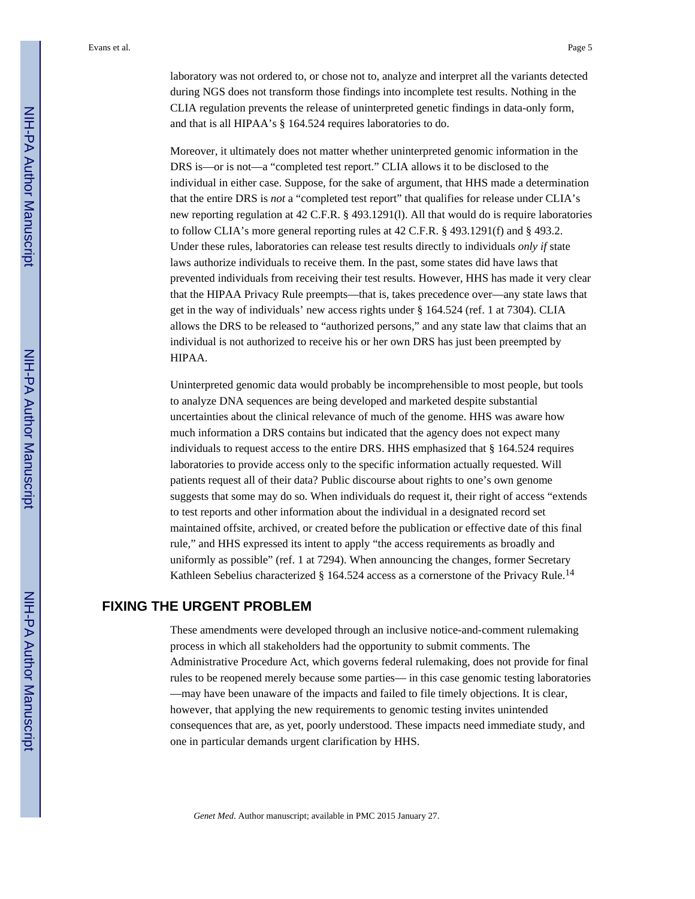laboratory was not ordered to, or chose not to, analyze and interpret all the variants detected during NGS does not transform those findings into incomplete test results. Nothing in the CLIA regulation prevents the release of uninterpreted genetic findings in data-only form, and that is all HIPAA's § 164.524 requires laboratories to do.

Moreover, it ultimately does not matter whether uninterpreted genomic information in the DRS is—or is not—a "completed test report." CLIA allows it to be disclosed to the individual in either case. Suppose, for the sake of argument, that HHS made a determination that the entire DRS is *not* a "completed test report" that qualifies for release under CLIA's new reporting regulation at 42 C.F.R. § 493.1291(l). All that would do is require laboratories to follow CLIA's more general reporting rules at 42 C.F.R. § 493.1291(f) and § 493.2. Under these rules, laboratories can release test results directly to individuals *only if* state laws authorize individuals to receive them. In the past, some states did have laws that prevented individuals from receiving their test results. However, HHS has made it very clear that the HIPAA Privacy Rule preempts—that is, takes precedence over—any state laws that get in the way of individuals' new access rights under § 164.524 (ref. 1 at 7304). CLIA allows the DRS to be released to "authorized persons," and any state law that claims that an individual is not authorized to receive his or her own DRS has just been preempted by HIPAA.

Uninterpreted genomic data would probably be incomprehensible to most people, but tools to analyze DNA sequences are being developed and marketed despite substantial uncertainties about the clinical relevance of much of the genome. HHS was aware how much information a DRS contains but indicated that the agency does not expect many individuals to request access to the entire DRS. HHS emphasized that § 164.524 requires laboratories to provide access only to the specific information actually requested. Will patients request all of their data? Public discourse about rights to one's own genome suggests that some may do so. When individuals do request it, their right of access "extends to test reports and other information about the individual in a designated record set maintained offsite, archived, or created before the publication or effective date of this final rule," and HHS expressed its intent to apply "the access requirements as broadly and uniformly as possible" (ref. 1 at 7294). When announcing the changes, former Secretary Kathleen Sebelius characterized § 164.524 access as a cornerstone of the Privacy Rule.[14]

## FIXING THE URGENT PROBLEM

These amendments were developed through an inclusive notice-and-comment rulemaking process in which all stakeholders had the opportunity to submit comments. The Administrative Procedure Act, which governs federal rulemaking, does not provide for final rules to be reopened merely because some parties— in this case genomic testing laboratories —may have been unaware of the impacts and failed to file timely objections. It is clear, however, that applying the new requirements to genomic testing invites unintended consequences that are, as yet, poorly understood. These impacts need immediate study, and one in particular demands urgent clarification by HHS.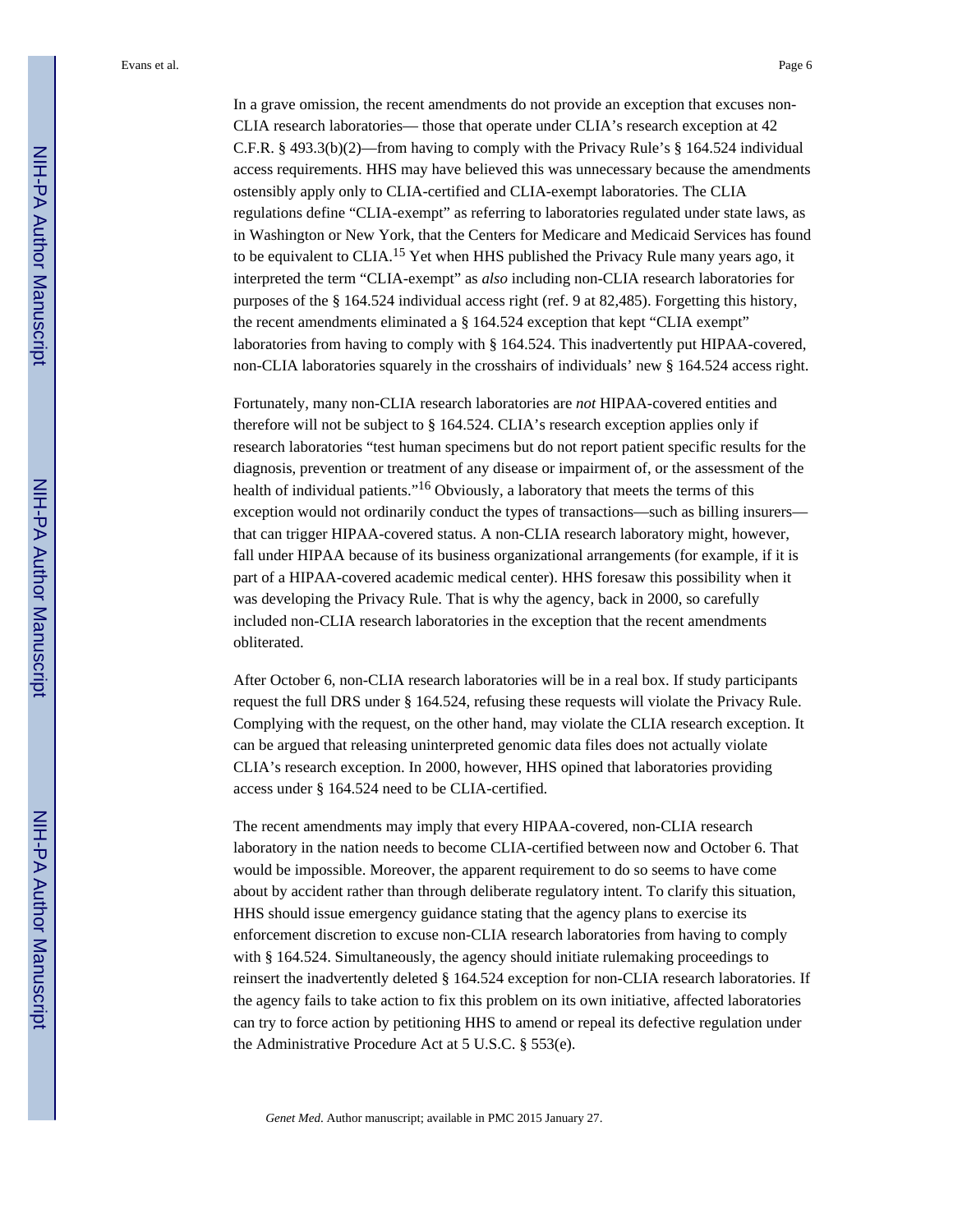In a grave omission, the recent amendments do not provide an exception that excuses non-CLIA research laboratories— those that operate under CLIA's research exception at 42 C.F.R. § 493.3(b)(2)—from having to comply with the Privacy Rule's § 164.524 individual access requirements. HHS may have believed this was unnecessary because the amendments ostensibly apply only to CLIA-certified and CLIA-exempt laboratories. The CLIA regulations define "CLIA-exempt" as referring to laboratories regulated under state laws, as in Washington or New York, that the Centers for Medicare and Medicaid Services has found to be equivalent to CLIA.[15] Yet when HHS published the Privacy Rule many years ago, it interpreted the term "CLIA-exempt" as *also* including non-CLIA research laboratories for purposes of the § 164.524 individual access right (ref. 9 at 82,485). Forgetting this history, the recent amendments eliminated a § 164.524 exception that kept "CLIA exempt" laboratories from having to comply with § 164.524. This inadvertently put HIPAA-covered, non-CLIA laboratories squarely in the crosshairs of individuals' new § 164.524 access right.

Fortunately, many non-CLIA research laboratories are *not* HIPAA-covered entities and therefore will not be subject to § 164.524. CLIA's research exception applies only if research laboratories "test human specimens but do not report patient specific results for the diagnosis, prevention or treatment of any disease or impairment of, or the assessment of the health of individual patients."[16] Obviously, a laboratory that meets the terms of this exception would not ordinarily conduct the types of transactions—such as billing insurers—that can trigger HIPAA-covered status. A non-CLIA research laboratory might, however, fall under HIPAA because of its business organizational arrangements (for example, if it is part of a HIPAA-covered academic medical center). HHS foresaw this possibility when it was developing the Privacy Rule. That is why the agency, back in 2000, so carefully included non-CLIA research laboratories in the exception that the recent amendments obliterated.

After October 6, non-CLIA research laboratories will be in a real box. If study participants request the full DRS under § 164.524, refusing these requests will violate the Privacy Rule. Complying with the request, on the other hand, may violate the CLIA research exception. It can be argued that releasing uninterpreted genomic data files does not actually violate CLIA's research exception. In 2000, however, HHS opined that laboratories providing access under § 164.524 need to be CLIA-certified.

The recent amendments may imply that every HIPAA-covered, non-CLIA research laboratory in the nation needs to become CLIA-certified between now and October 6. That would be impossible. Moreover, the apparent requirement to do so seems to have come about by accident rather than through deliberate regulatory intent. To clarify this situation, HHS should issue emergency guidance stating that the agency plans to exercise its enforcement discretion to excuse non-CLIA research laboratories from having to comply with § 164.524. Simultaneously, the agency should initiate rulemaking proceedings to reinsert the inadvertently deleted § 164.524 exception for non-CLIA research laboratories. If the agency fails to take action to fix this problem on its own initiative, affected laboratories can try to force action by petitioning HHS to amend or repeal its defective regulation under the Administrative Procedure Act at 5 U.S.C. § 553(e).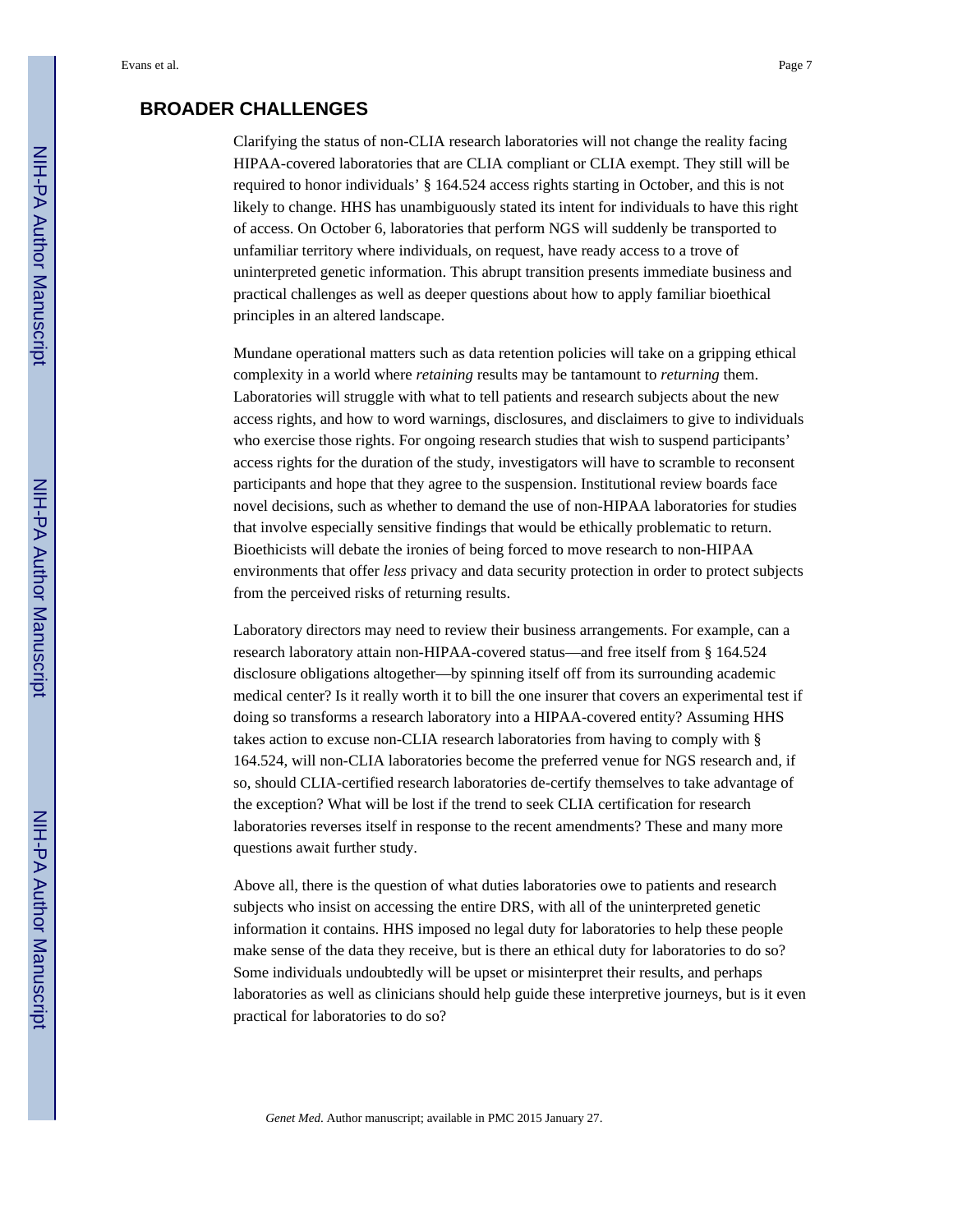## BROADER CHALLENGES

Clarifying the status of non-CLIA research laboratories will not change the reality facing HIPAA-covered laboratories that are CLIA compliant or CLIA exempt. They still will be required to honor individuals' § 164.524 access rights starting in October, and this is not likely to change. HHS has unambiguously stated its intent for individuals to have this right of access. On October 6, laboratories that perform NGS will suddenly be transported to unfamiliar territory where individuals, on request, have ready access to a trove of uninterpreted genetic information. This abrupt transition presents immediate business and practical challenges as well as deeper questions about how to apply familiar bioethical principles in an altered landscape.

Mundane operational matters such as data retention policies will take on a gripping ethical complexity in a world where *retaining* results may be tantamount to *returning* them. Laboratories will struggle with what to tell patients and research subjects about the new access rights, and how to word warnings, disclosures, and disclaimers to give to individuals who exercise those rights. For ongoing research studies that wish to suspend participants' access rights for the duration of the study, investigators will have to scramble to reconsent participants and hope that they agree to the suspension. Institutional review boards face novel decisions, such as whether to demand the use of non-HIPAA laboratories for studies that involve especially sensitive findings that would be ethically problematic to return. Bioethicists will debate the ironies of being forced to move research to non-HIPAA environments that offer *less* privacy and data security protection in order to protect subjects from the perceived risks of returning results.

Laboratory directors may need to review their business arrangements. For example, can a research laboratory attain non-HIPAA-covered status—and free itself from § 164.524 disclosure obligations altogether—by spinning itself off from its surrounding academic medical center? Is it really worth it to bill the one insurer that covers an experimental test if doing so transforms a research laboratory into a HIPAA-covered entity? Assuming HHS takes action to excuse non-CLIA research laboratories from having to comply with § 164.524, will non-CLIA laboratories become the preferred venue for NGS research and, if so, should CLIA-certified research laboratories de-certify themselves to take advantage of the exception? What will be lost if the trend to seek CLIA certification for research laboratories reverses itself in response to the recent amendments? These and many more questions await further study.

Above all, there is the question of what duties laboratories owe to patients and research subjects who insist on accessing the entire DRS, with all of the uninterpreted genetic information it contains. HHS imposed no legal duty for laboratories to help these people make sense of the data they receive, but is there an ethical duty for laboratories to do so? Some individuals undoubtedly will be upset or misinterpret their results, and perhaps laboratories as well as clinicians should help guide these interpretive journeys, but is it even practical for laboratories to do so?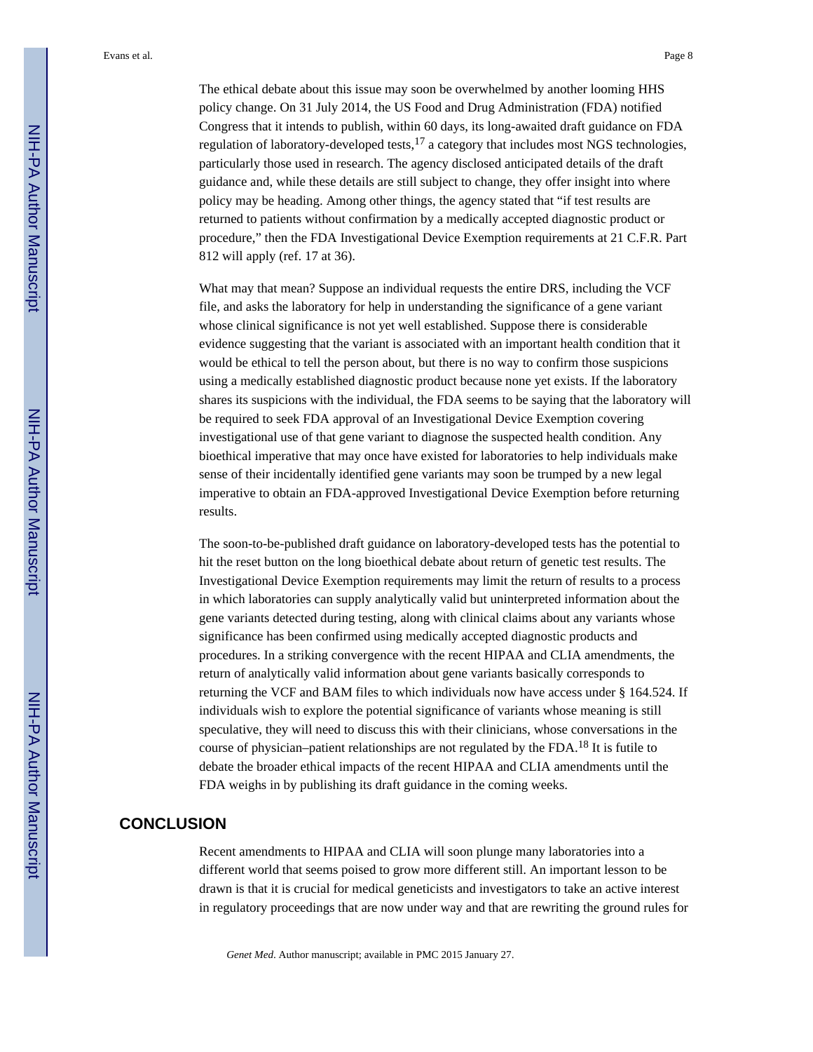The ethical debate about this issue may soon be overwhelmed by another looming HHS policy change. On 31 July 2014, the US Food and Drug Administration (FDA) notified Congress that it intends to publish, within 60 days, its long-awaited draft guidance on FDA regulation of laboratory-developed tests,[17] a category that includes most NGS technologies, particularly those used in research. The agency disclosed anticipated details of the draft guidance and, while these details are still subject to change, they offer insight into where policy may be heading. Among other things, the agency stated that "if test results are returned to patients without confirmation by a medically accepted diagnostic product or procedure," then the FDA Investigational Device Exemption requirements at 21 C.F.R. Part 812 will apply (ref. 17 at 36).

What may that mean? Suppose an individual requests the entire DRS, including the VCF file, and asks the laboratory for help in understanding the significance of a gene variant whose clinical significance is not yet well established. Suppose there is considerable evidence suggesting that the variant is associated with an important health condition that it would be ethical to tell the person about, but there is no way to confirm those suspicions using a medically established diagnostic product because none yet exists. If the laboratory shares its suspicions with the individual, the FDA seems to be saying that the laboratory will be required to seek FDA approval of an Investigational Device Exemption covering investigational use of that gene variant to diagnose the suspected health condition. Any bioethical imperative that may once have existed for laboratories to help individuals make sense of their incidentally identified gene variants may soon be trumped by a new legal imperative to obtain an FDA-approved Investigational Device Exemption before returning results.

The soon-to-be-published draft guidance on laboratory-developed tests has the potential to hit the reset button on the long bioethical debate about return of genetic test results. The Investigational Device Exemption requirements may limit the return of results to a process in which laboratories can supply analytically valid but uninterpreted information about the gene variants detected during testing, along with clinical claims about any variants whose significance has been confirmed using medically accepted diagnostic products and procedures. In a striking convergence with the recent HIPAA and CLIA amendments, the return of analytically valid information about gene variants basically corresponds to returning the VCF and BAM files to which individuals now have access under § 164.524. If individuals wish to explore the potential significance of variants whose meaning is still speculative, they will need to discuss this with their clinicians, whose conversations in the course of physician–patient relationships are not regulated by the FDA.[18] It is futile to debate the broader ethical impacts of the recent HIPAA and CLIA amendments until the FDA weighs in by publishing its draft guidance in the coming weeks.

## CONCLUSION

Recent amendments to HIPAA and CLIA will soon plunge many laboratories into a different world that seems poised to grow more different still. An important lesson to be drawn is that it is crucial for medical geneticists and investigators to take an active interest in regulatory proceedings that are now under way and that are rewriting the ground rules for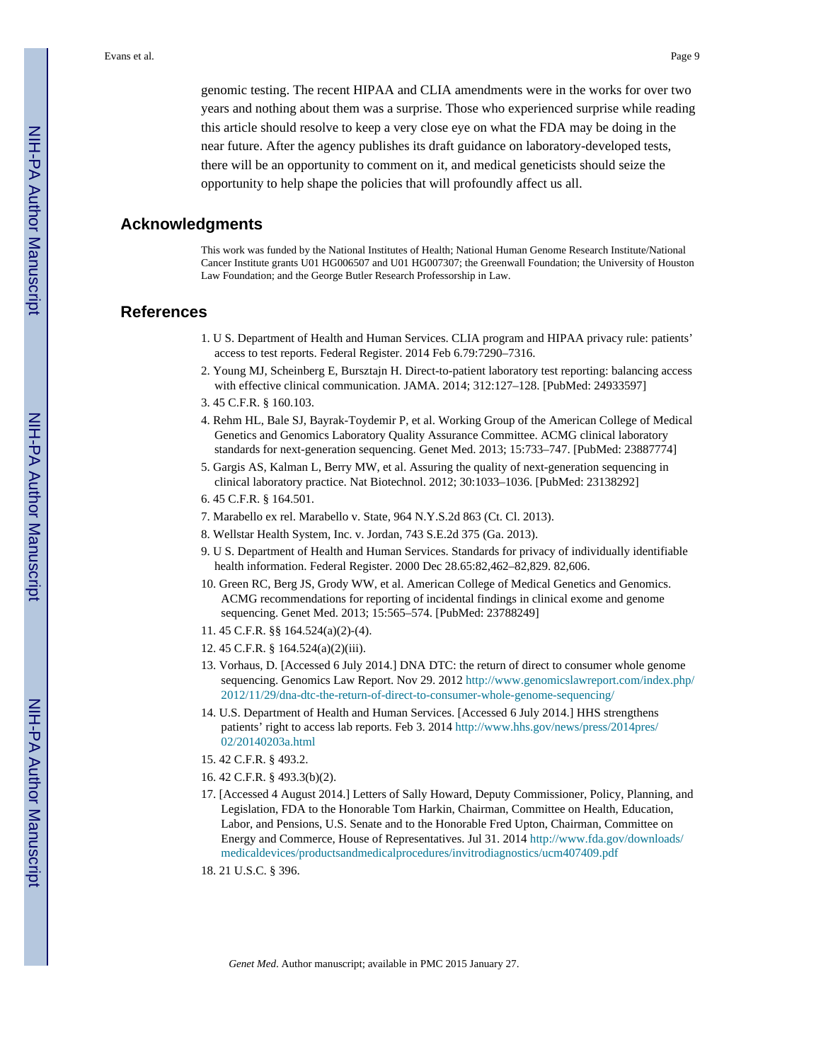genomic testing. The recent HIPAA and CLIA amendments were in the works for over two years and nothing about them was a surprise. Those who experienced surprise while reading this article should resolve to keep a very close eye on what the FDA may be doing in the near future. After the agency publishes its draft guidance on laboratory-developed tests, there will be an opportunity to comment on it, and medical geneticists should seize the opportunity to help shape the policies that will profoundly affect us all.

## Acknowledgments

This work was funded by the National Institutes of Health; National Human Genome Research Institute/National Cancer Institute grants U01 HG006507 and U01 HG007307; the Greenwall Foundation; the University of Houston Law Foundation; and the George Butler Research Professorship in Law.

## References

1. U S. Department of Health and Human Services. CLIA program and HIPAA privacy rule: patients' access to test reports. Federal Register. 2014 Feb 6.79:7290–7316.
2. Young MJ, Scheinberg E, Bursztajn H. Direct-to-patient laboratory test reporting: balancing access with effective clinical communication. JAMA. 2014; 312:127–128. [PubMed: 24933597]
3. 45 C.F.R. § 160.103.
4. Rehm HL, Bale SJ, Bayrak-Toydemir P, et al. Working Group of the American College of Medical Genetics and Genomics Laboratory Quality Assurance Committee. ACMG clinical laboratory standards for next-generation sequencing. Genet Med. 2013; 15:733–747. [PubMed: 23887774]
5. Gargis AS, Kalman L, Berry MW, et al. Assuring the quality of next-generation sequencing in clinical laboratory practice. Nat Biotechnol. 2012; 30:1033–1036. [PubMed: 23138292]
6. 45 C.F.R. § 164.501.
7. Marabello ex rel. Marabello v. State, 964 N.Y.S.2d 863 (Ct. Cl. 2013).
8. Wellstar Health System, Inc. v. Jordan, 743 S.E.2d 375 (Ga. 2013).
9. U S. Department of Health and Human Services. Standards for privacy of individually identifiable health information. Federal Register. 2000 Dec 28.65:82,462–82,829. 82,606.
10. Green RC, Berg JS, Grody WW, et al. American College of Medical Genetics and Genomics. ACMG recommendations for reporting of incidental findings in clinical exome and genome sequencing. Genet Med. 2013; 15:565–574. [PubMed: 23788249]
11. 45 C.F.R. §§ 164.524(a)(2)-(4).
12. 45 C.F.R. § 164.524(a)(2)(iii).
13. Vorhaus, D. [Accessed 6 July 2014.] DNA DTC: the return of direct to consumer whole genome sequencing. Genomics Law Report. Nov 29. 2012 http://www.genomicslawreport.com/index.php/2012/11/29/dna-dtc-the-return-of-direct-to-consumer-whole-genome-sequencing/
14. U.S. Department of Health and Human Services. [Accessed 6 July 2014.] HHS strengthens patients' right to access lab reports. Feb 3. 2014 http://www.hhs.gov/news/press/2014pres/02/20140203a.html
15. 42 C.F.R. § 493.2.
16. 42 C.F.R. § 493.3(b)(2).
17. [Accessed 4 August 2014.] Letters of Sally Howard, Deputy Commissioner, Policy, Planning, and Legislation, FDA to the Honorable Tom Harkin, Chairman, Committee on Health, Education, Labor, and Pensions, U.S. Senate and to the Honorable Fred Upton, Chairman, Committee on Energy and Commerce, House of Representatives. Jul 31. 2014 http://www.fda.gov/downloads/medicaldevices/productsandmedicalprocedures/invitrodiagnostics/ucm407409.pdf
18. 21 U.S.C. § 396.